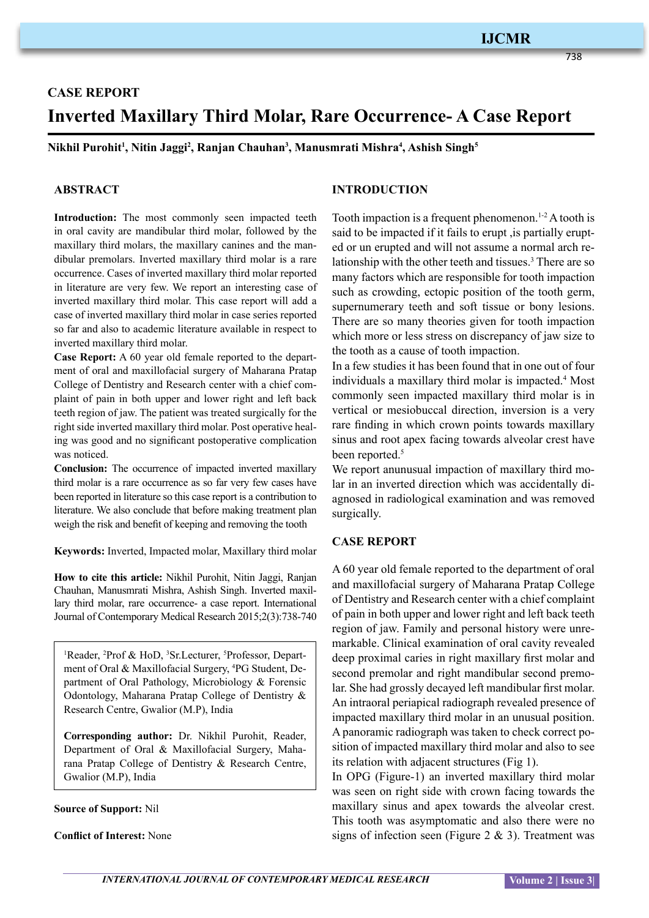CASE REPORT

# Inverted Maxillary Third Molar, Rare Occurrence- A Case Report

**Nikhil Purohit[1], Nitin Jaggi[2], Ranjan Chauhan[3], Manusmrati Mishra[4], Ashish Singh[5]**

## ABSTRACT

**Introduction:** The most commonly seen impacted teeth in oral cavity are mandibular third molar, followed by the maxillary third molars, the maxillary canines and the mandibular premolars. Inverted maxillary third molar is a rare occurrence. Cases of inverted maxillary third molar reported in literature are very few. We report an interesting case of inverted maxillary third molar. This case report will add a case of inverted maxillary third molar in case series reported so far and also to academic literature available in respect to inverted maxillary third molar.

**Case Report:** A 60 year old female reported to the department of oral and maxillofacial surgery of Maharana Pratap College of Dentistry and Research center with a chief complaint of pain in both upper and lower right and left back teeth region of jaw. The patient was treated surgically for the right side inverted maxillary third molar. Post operative healing was good and no significant postoperative complication was noticed.

**Conclusion:** The occurrence of impacted inverted maxillary third molar is a rare occurrence as so far very few cases have been reported in literature so this case report is a contribution to literature. We also conclude that before making treatment plan weigh the risk and benefit of keeping and removing the tooth

**Keywords:** Inverted, Impacted molar, Maxillary third molar

**How to cite this article:** Nikhil Purohit, Nitin Jaggi, Ranjan Chauhan, Manusmrati Mishra, Ashish Singh. Inverted maxillary third molar, rare occurrence- a case report. International Journal of Contemporary Medical Research 2015;2(3):738-740

[1]Reader, [2]Prof & HoD, [3]Sr.Lecturer, [5]Professor, Department of Oral & Maxillofacial Surgery, [4]PG Student, Department of Oral Pathology, Microbiology & Forensic Odontology, Maharana Pratap College of Dentistry & Research Centre, Gwalior (M.P), India

**Corresponding author:** Dr. Nikhil Purohit, Reader, Department of Oral & Maxillofacial Surgery, Maharana Pratap College of Dentistry & Research Centre, Gwalior (M.P), India

**Source of Support:** Nil

**Conflict of Interest:** None

## INTRODUCTION

Tooth impaction is a frequent phenomenon.[1-2] A tooth is said to be impacted if it fails to erupt ,is partially erupted or un erupted and will not assume a normal arch relationship with the other teeth and tissues.[3] There are so many factors which are responsible for tooth impaction such as crowding, ectopic position of the tooth germ, supernumerary teeth and soft tissue or bony lesions. There are so many theories given for tooth impaction which more or less stress on discrepancy of jaw size to the tooth as a cause of tooth impaction.

In a few studies it has been found that in one out of four individuals a maxillary third molar is impacted.[4] Most commonly seen impacted maxillary third molar is in vertical or mesiobuccal direction, inversion is a very rare finding in which crown points towards maxillary sinus and root apex facing towards alveolar crest have been reported.[5]

We report anunusual impaction of maxillary third molar in an inverted direction which was accidentally diagnosed in radiological examination and was removed surgically.

## CASE REPORT

A 60 year old female reported to the department of oral and maxillofacial surgery of Maharana Pratap College of Dentistry and Research center with a chief complaint of pain in both upper and lower right and left back teeth region of jaw. Family and personal history were unremarkable. Clinical examination of oral cavity revealed deep proximal caries in right maxillary first molar and second premolar and right mandibular second premolar. She had grossly decayed left mandibular first molar. An intraoral periapical radiograph revealed presence of impacted maxillary third molar in an unusual position. A panoramic radiograph was taken to check correct position of impacted maxillary third molar and also to see its relation with adjacent structures (Fig 1).

In OPG (Figure-1) an inverted maxillary third molar was seen on right side with crown facing towards the maxillary sinus and apex towards the alveolar crest. This tooth was asymptomatic and also there were no signs of infection seen (Figure 2 & 3). Treatment was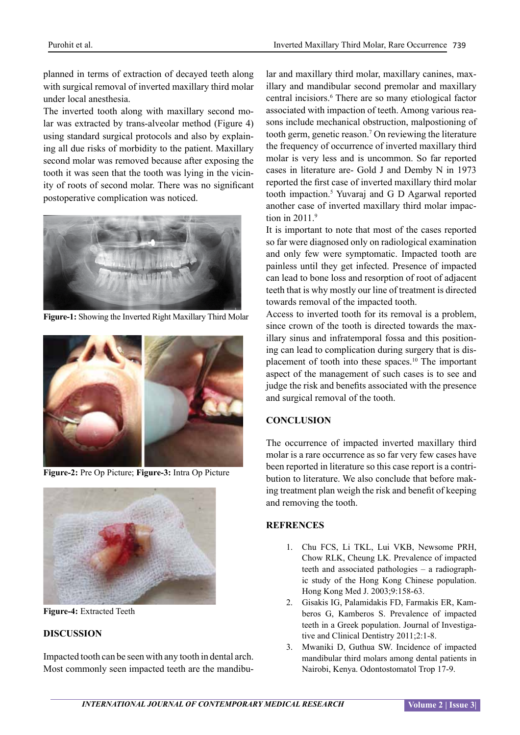planned in terms of extraction of decayed teeth along with surgical removal of inverted maxillary third molar under local anesthesia.

The inverted tooth along with maxillary second molar was extracted by trans-alveolar method (Figure 4) using standard surgical protocols and also by explaining all due risks of morbidity to the patient. Maxillary second molar was removed because after exposing the tooth it was seen that the tooth was lying in the vicinity of roots of second molar. There was no significant postoperative complication was noticed.

**Figure-1:** Showing the Inverted Right Maxillary Third Molar

**Figure-2:** Pre Op Picture; **Figure-3:** Intra Op Picture

**Figure-4:** Extracted Teeth

## DISCUSSION

Impacted tooth can be seen with any tooth in dental arch. Most commonly seen impacted teeth are the mandibular and maxillary third molar, maxillary canines, maxillary and mandibular second premolar and maxillary central incisiors.[6] There are so many etiological factor associated with impaction of teeth. Among various reasons include mechanical obstruction, malpostioning of tooth germ, genetic reason.[7] On reviewing the literature the frequency of occurrence of inverted maxillary third molar is very less and is uncommon. So far reported cases in literature are- Gold J and Demby N in 1973 reported the first case of inverted maxillary third molar tooth impaction.[5] Yuvaraj and G D Agarwal reported another case of inverted maxillary third molar impaction in 2011.[9]

It is important to note that most of the cases reported so far were diagnosed only on radiological examination and only few were symptomatic. Impacted tooth are painless until they get infected. Presence of impacted can lead to bone loss and resorption of root of adjacent teeth that is why mostly our line of treatment is directed towards removal of the impacted tooth.

Access to inverted tooth for its removal is a problem, since crown of the tooth is directed towards the maxillary sinus and infratemporal fossa and this positioning can lead to complication during surgery that is displacement of tooth into these spaces.[10] The important aspect of the management of such cases is to see and judge the risk and benefits associated with the presence and surgical removal of the tooth.

## CONCLUSION

The occurrence of impacted inverted maxillary third molar is a rare occurrence as so far very few cases have been reported in literature so this case report is a contribution to literature. We also conclude that before making treatment plan weigh the risk and benefit of keeping and removing the tooth.

## REFRENCES

1. Chu FCS, Li TKL, Lui VKB, Newsome PRH, Chow RLK, Cheung LK. Prevalence of impacted teeth and associated pathologies – a radiographic study of the Hong Kong Chinese population. Hong Kong Med J. 2003;9:158-63.
2. Gisakis IG, Palamidakis FD, Farmakis ER, Kamberos G, Kamberos S. Prevalence of impacted teeth in a Greek population. Journal of Investigative and Clinical Dentistry 2011;2:1-8.
3. Mwaniki D, Guthua SW. Incidence of impacted mandibular third molars among dental patients in Nairobi, Kenya. Odontostomatol Trop 17-9.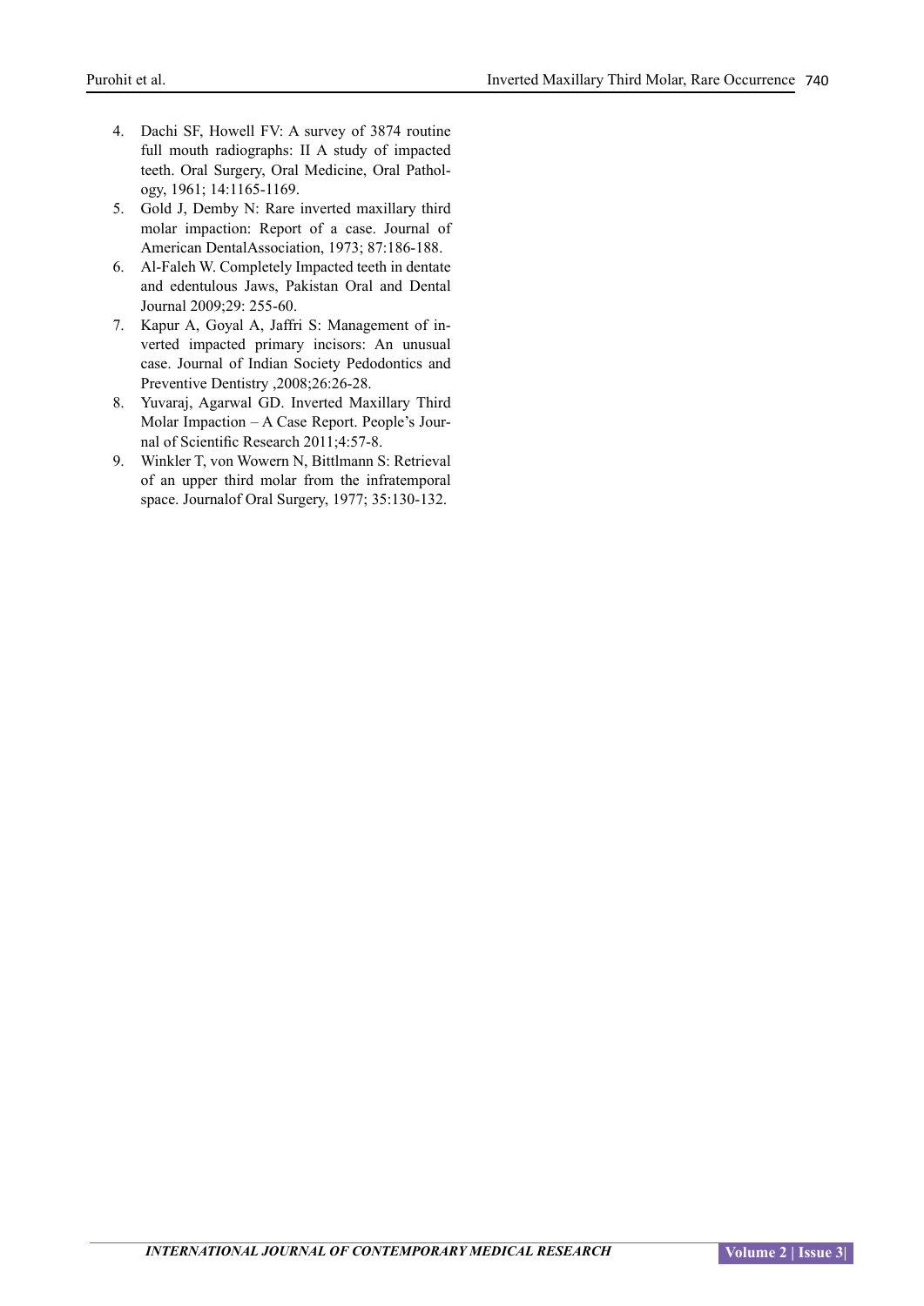4. Dachi SF, Howell FV: A survey of 3874 routine full mouth radiographs: II A study of impacted teeth. Oral Surgery, Oral Medicine, Oral Pathology, 1961; 14:1165-1169.
5. Gold J, Demby N: Rare inverted maxillary third molar impaction: Report of a case. Journal of American DentalAssociation, 1973; 87:186-188.
6. Al-Faleh W. Completely Impacted teeth in dentate and edentulous Jaws, Pakistan Oral and Dental Journal 2009;29: 255-60.
7. Kapur A, Goyal A, Jaffri S: Management of inverted impacted primary incisors: An unusual case. Journal of Indian Society Pedodontics and Preventive Dentistry ,2008;26:26-28.
8. Yuvaraj, Agarwal GD. Inverted Maxillary Third Molar Impaction – A Case Report. People's Journal of Scientific Research 2011;4:57-8.
9. Winkler T, von Wowern N, Bittlmann S: Retrieval of an upper third molar from the infratemporal space. Journalof Oral Surgery, 1977; 35:130-132.